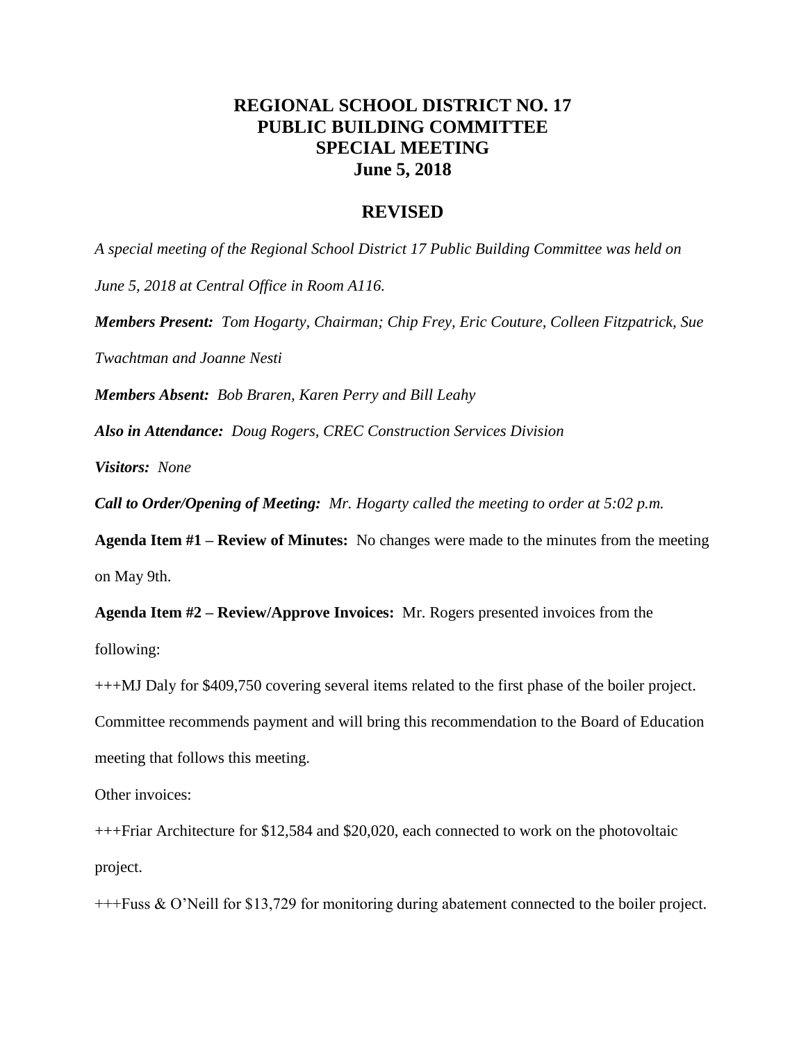# REGIONAL SCHOOL DISTRICT NO. 17
# PUBLIC BUILDING COMMITTEE
# SPECIAL MEETING
# June 5, 2018

## REVISED

*A special meeting of the Regional School District 17 Public Building Committee was held on June 5, 2018 at Central Office in Room A116.*

***Members Present:*** *Tom Hogarty, Chairman; Chip Frey, Eric Couture, Colleen Fitzpatrick, Sue Twachtman and Joanne Nesti*

***Members Absent:*** *Bob Braren, Karen Perry and Bill Leahy*

***Also in Attendance:*** *Doug Rogers, CREC Construction Services Division*

***Visitors:*** *None*

***Call to Order/Opening of Meeting:*** *Mr. Hogarty called the meeting to order at 5:02 p.m.*

**Agenda Item #1 – Review of Minutes:** No changes were made to the minutes from the meeting on May 9th.

**Agenda Item #2 – Review/Approve Invoices:** Mr. Rogers presented invoices from the following:

+++MJ Daly for $409,750 covering several items related to the first phase of the boiler project. Committee recommends payment and will bring this recommendation to the Board of Education meeting that follows this meeting.

Other invoices:

+++Friar Architecture for $12,584 and $20,020, each connected to work on the photovoltaic project.

+++Fuss & O'Neill for $13,729 for monitoring during abatement connected to the boiler project.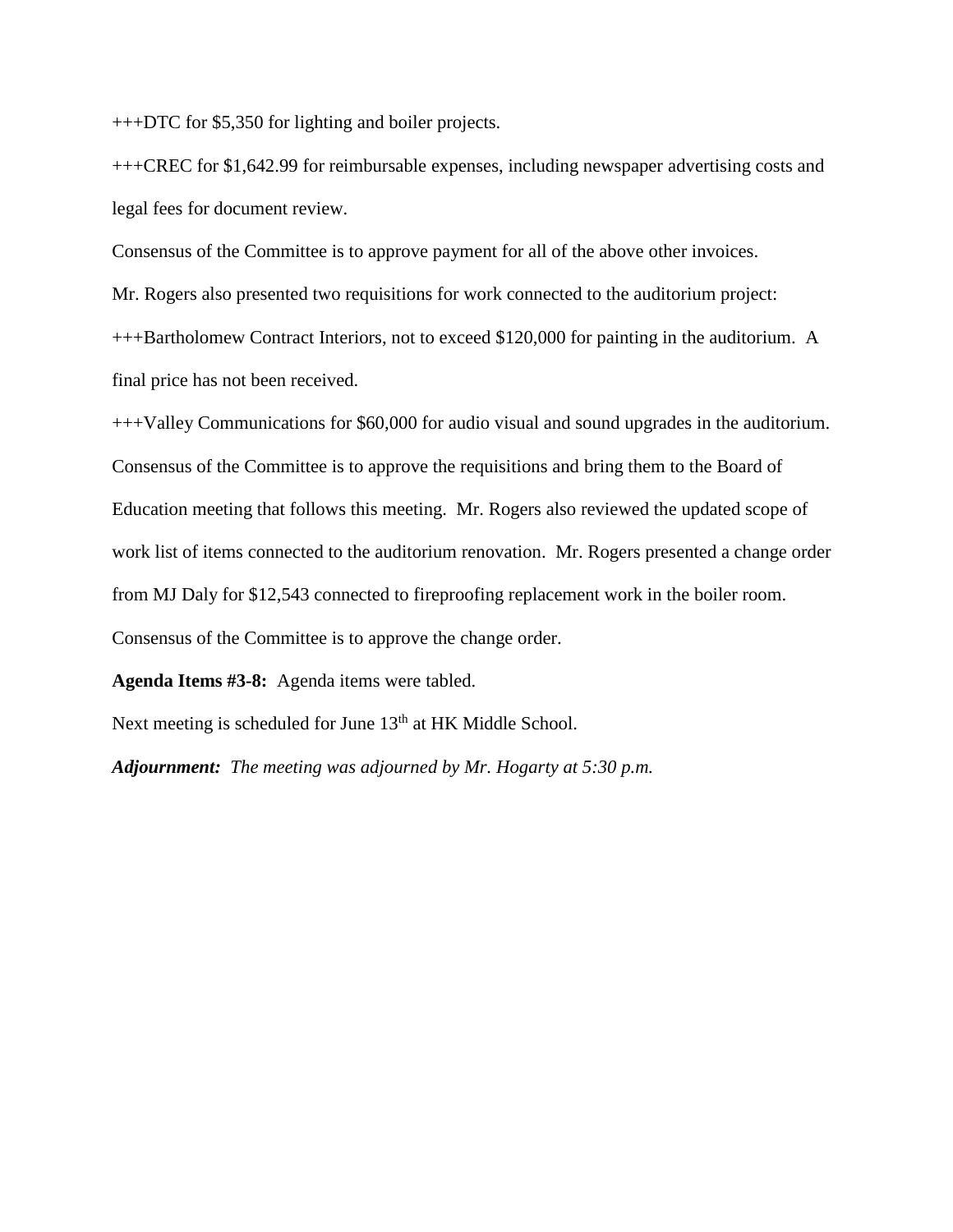+++DTC for $5,350 for lighting and boiler projects.

+++CREC for $1,642.99 for reimbursable expenses, including newspaper advertising costs and legal fees for document review.

Consensus of the Committee is to approve payment for all of the above other invoices.

Mr. Rogers also presented two requisitions for work connected to the auditorium project:

+++Bartholomew Contract Interiors, not to exceed $120,000 for painting in the auditorium. A final price has not been received.

+++Valley Communications for $60,000 for audio visual and sound upgrades in the auditorium.

Consensus of the Committee is to approve the requisitions and bring them to the Board of Education meeting that follows this meeting. Mr. Rogers also reviewed the updated scope of work list of items connected to the auditorium renovation. Mr. Rogers presented a change order from MJ Daly for $12,543 connected to fireproofing replacement work in the boiler room. Consensus of the Committee is to approve the change order.

**Agenda Items #3-8:** Agenda items were tabled.

Next meeting is scheduled for June 13th at HK Middle School.

***Adjournment:*** *The meeting was adjourned by Mr. Hogarty at 5:30 p.m.*